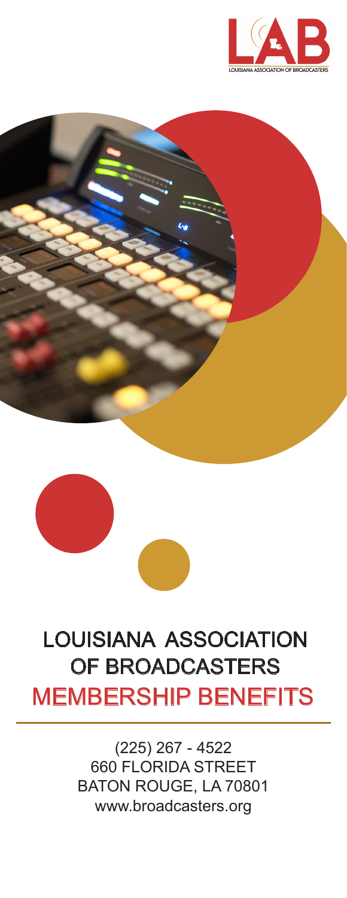LAB

LOUISIANA ASSOCIATION OF BROADCASTERS

# LOUISIANA ASSOCIATION OF BROADCASTERS

# MEMBERSHIP BENEFITS

(225) 267 - 4522
660 FLORIDA STREET
BATON ROUGE, LA 70801
www.broadcasters.org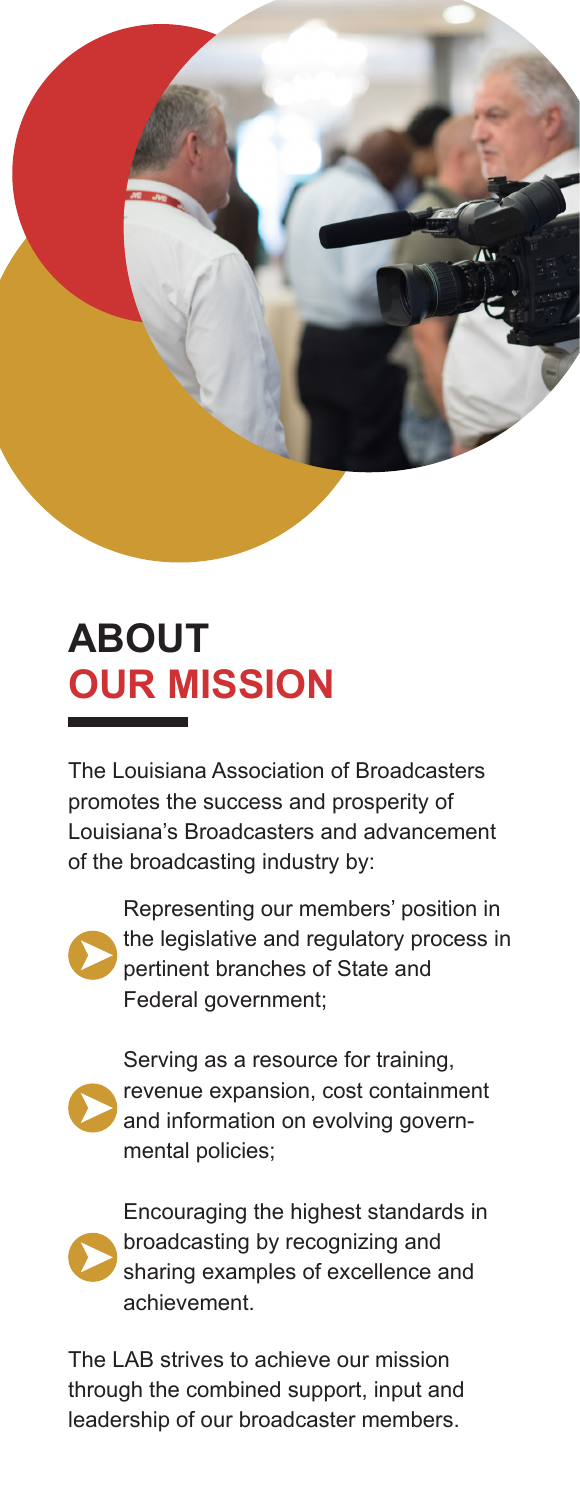# ABOUT OUR MISSION

The Louisiana Association of Broadcasters promotes the success and prosperity of Louisiana's Broadcasters and advancement of the broadcasting industry by:

- Representing our members' position in the legislative and regulatory process in pertinent branches of State and Federal government;
- Serving as a resource for training, revenue expansion, cost containment and information on evolving governmental policies;
- Encouraging the highest standards in broadcasting by recognizing and sharing examples of excellence and achievement.

The LAB strives to achieve our mission through the combined support, input and leadership of our broadcaster members.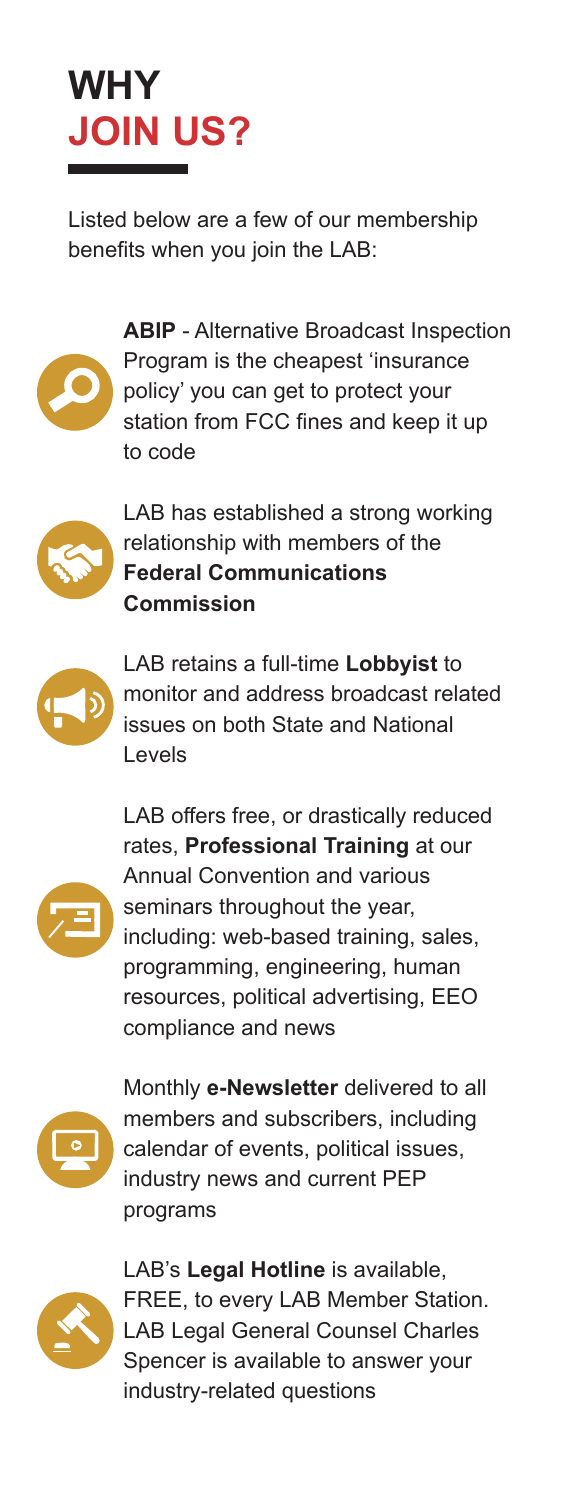# WHY JOIN US?

Listed below are a few of our membership benefits when you join the LAB:

- **ABIP** - Alternative Broadcast Inspection Program is the cheapest 'insurance policy' you can get to protect your station from FCC fines and keep it up to code

- LAB has established a strong working relationship with members of the **Federal Communications Commission**

- LAB retains a full-time **Lobbyist** to monitor and address broadcast related issues on both State and National Levels

- LAB offers free, or drastically reduced rates, **Professional Training** at our Annual Convention and various seminars throughout the year, including: web-based training, sales, programming, engineering, human resources, political advertising, EEO compliance and news

- Monthly **e-Newsletter** delivered to all members and subscribers, including calendar of events, political issues, industry news and current PEP programs

- LAB's **Legal Hotline** is available, FREE, to every LAB Member Station. LAB Legal General Counsel Charles Spencer is available to answer your industry-related questions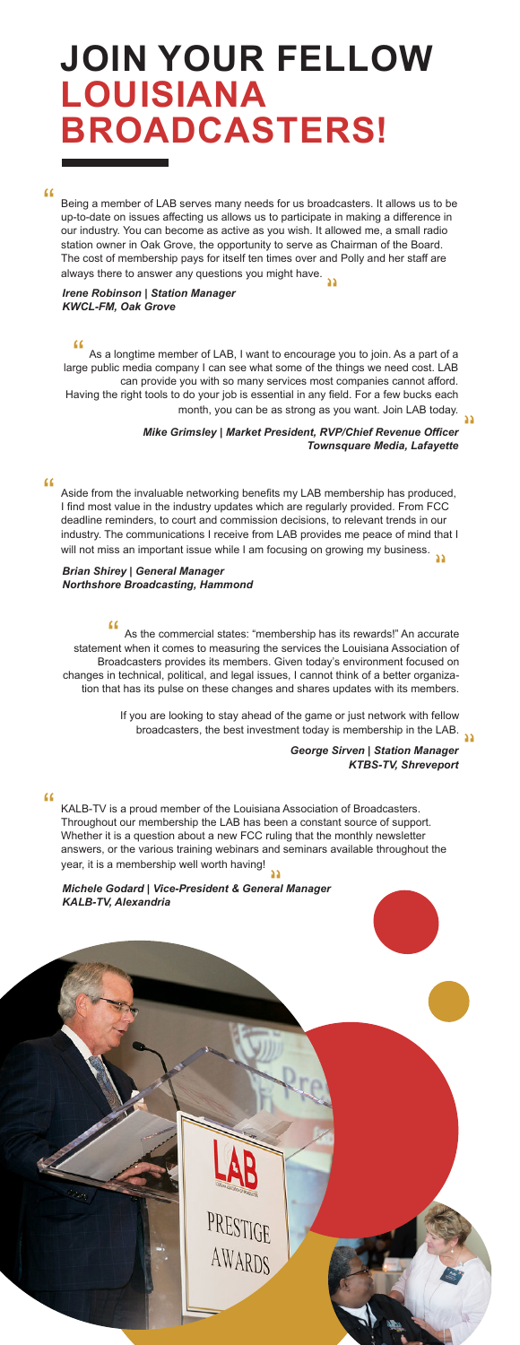# JOIN YOUR FELLOW LOUISIANA BROADCASTERS!

"Being a member of LAB serves many needs for us broadcasters. It allows us to be up-to-date on issues affecting us allows us to participate in making a difference in our industry. You can become as active as you wish. It allowed me, a small radio station owner in Oak Grove, the opportunity to serve as Chairman of the Board. The cost of membership pays for itself ten times over and Polly and her staff are always there to answer any questions you might have."

***Irene Robinson | Station Manager***
***KWCL-FM, Oak Grove***

"As a longtime member of LAB, I want to encourage you to join. As a part of a large public media company I can see what some of the things we need cost. LAB can provide you with so many services most companies cannot afford. Having the right tools to do your job is essential in any field. For a few bucks each month, you can be as strong as you want. Join LAB today."

***Mike Grimsley | Market President, RVP/Chief Revenue Officer***
***Townsquare Media, Lafayette***

"Aside from the invaluable networking benefits my LAB membership has produced, I find most value in the industry updates which are regularly provided. From FCC deadline reminders, to court and commission decisions, to relevant trends in our industry. The communications I receive from LAB provides me peace of mind that I will not miss an important issue while I am focusing on growing my business."

***Brian Shirey | General Manager***
***Northshore Broadcasting, Hammond***

"As the commercial states: "membership has its rewards!" An accurate statement when it comes to measuring the services the Louisiana Association of Broadcasters provides its members. Given today's environment focused on changes in technical, political, and legal issues, I cannot think of a better organization that has its pulse on these changes and shares updates with its members.

If you are looking to stay ahead of the game or just network with fellow broadcasters, the best investment today is membership in the LAB."

***George Sirven | Station Manager***
***KTBS-TV, Shreveport***

"KALB-TV is a proud member of the Louisiana Association of Broadcasters. Throughout our membership the LAB has been a constant source of support. Whether it is a question about a new FCC ruling that the monthly newsletter answers, or the various training webinars and seminars available throughout the year, it is a membership well worth having!"

***Michele Godard | Vice-President & General Manager***
***KALB-TV, Alexandria***